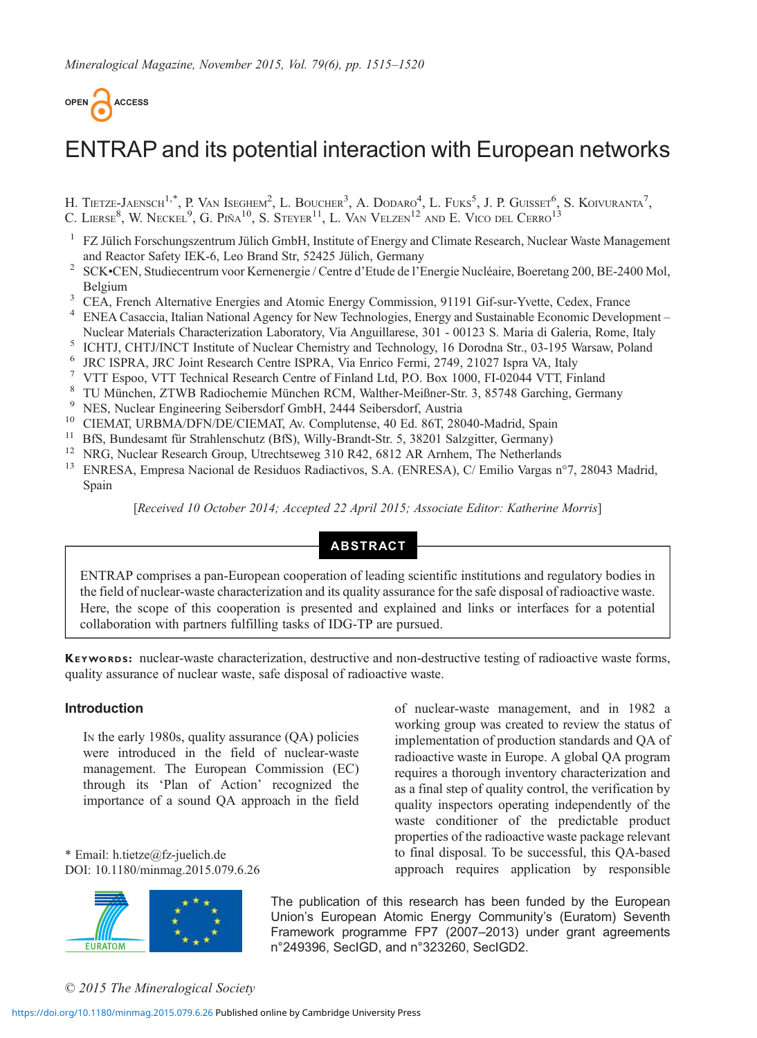# ENTRAP and its potential interaction with European networks

H. Tietze-Jaensch[1,*], P. Van Iseghem[2], L. Boucher[3], A. Dodaro[4], L. Fuks[5], J. P. Guisset[6], S. Koivuranta[7], C. Lierse[8], W. Neckel[9], G. Piña[10], S. Steyer[11], L. Van Velzen[12] and E. Vico del Cerro[13]

[1] FZ Jülich Forschungszentrum Jülich GmbH, Institute of Energy and Climate Research, Nuclear Waste Management and Reactor Safety IEK-6, Leo Brand Str, 52425 Jülich, Germany
[2] SCK•CEN, Studiecentrum voor Kernenergie / Centre d'Etude de l'Energie Nucléaire, Boeretang 200, BE-2400 Mol, Belgium
[3] CEA, French Alternative Energies and Atomic Energy Commission, 91191 Gif-sur-Yvette, Cedex, France
[4] ENEA Casaccia, Italian National Agency for New Technologies, Energy and Sustainable Economic Development – Nuclear Materials Characterization Laboratory, Via Anguillarese, 301 - 00123 S. Maria di Galeria, Rome, Italy
[5] ICHTJ, CHTJ/INCT Institute of Nuclear Chemistry and Technology, 16 Dorodna Str., 03-195 Warsaw, Poland
[6] JRC ISPRA, JRC Joint Research Centre ISPRA, Via Enrico Fermi, 2749, 21027 Ispra VA, Italy
[7] VTT Espoo, VTT Technical Research Centre of Finland Ltd, P.O. Box 1000, FI-02044 VTT, Finland
[8] TU München, ZTWB Radiochemie München RCM, Walther-Meißner-Str. 3, 85748 Garching, Germany
[9] NES, Nuclear Engineering Seibersdorf GmbH, 2444 Seibersdorf, Austria
[10] CIEMAT, URBMA/DFN/DE/CIEMAT, Av. Complutense, 40 Ed. 86T, 28040-Madrid, Spain
[11] BfS, Bundesamt für Strahlenschutz (BfS), Willy-Brandt-Str. 5, 38201 Salzgitter, Germany)
[12] NRG, Nuclear Research Group, Utrechtseweg 310 R42, 6812 AR Arnhem, The Netherlands
[13] ENRESA, Empresa Nacional de Residuos Radiactivos, S.A. (ENRESA), C/ Emilio Vargas n°7, 28043 Madrid, Spain

[*Received 10 October 2014; Accepted 22 April 2015; Associate Editor: Katherine Morris*]

## ABSTRACT

ENTRAP comprises a pan-European cooperation of leading scientific institutions and regulatory bodies in the field of nuclear-waste characterization and its quality assurance for the safe disposal of radioactive waste. Here, the scope of this cooperation is presented and explained and links or interfaces for a potential collaboration with partners fulfilling tasks of IDG-TP are pursued.

**Keywords:** nuclear-waste characterization, destructive and non-destructive testing of radioactive waste forms, quality assurance of nuclear waste, safe disposal of radioactive waste.

## Introduction

In the early 1980s, quality assurance (QA) policies were introduced in the field of nuclear-waste management. The European Commission (EC) through its 'Plan of Action' recognized the importance of a sound QA approach in the field of nuclear-waste management, and in 1982 a working group was created to review the status of implementation of production standards and QA of radioactive waste in Europe. A global QA program requires a thorough inventory characterization and as a final step of quality control, the verification by quality inspectors operating independently of the waste conditioner of the predictable product properties of the radioactive waste package relevant to final disposal. To be successful, this QA-based approach requires application by responsible

\* Email: h.tietze@fz-juelich.de
DOI: 10.1180/minmag.2015.079.6.26

The publication of this research has been funded by the European Union's European Atomic Energy Community's (Euratom) Seventh Framework programme FP7 (2007–2013) under grant agreements n°249396, SecIGD, and n°323260, SecIGD2.

© 2015 The Mineralogical Society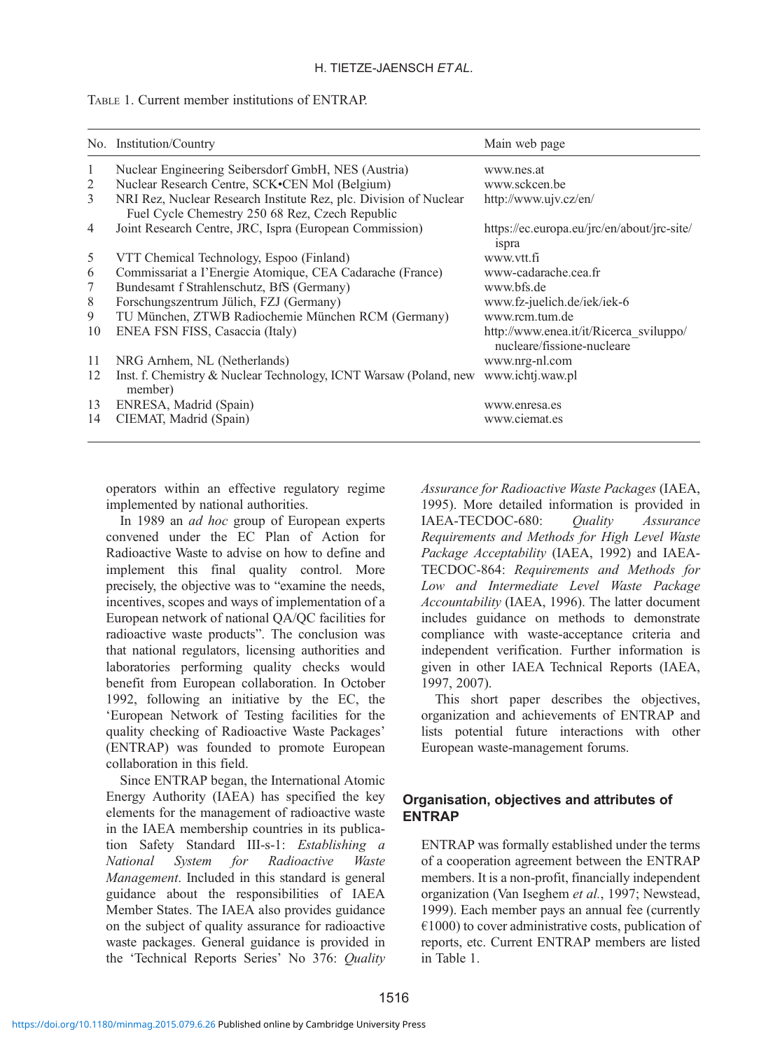TABLE 1. Current member institutions of ENTRAP.

| No. | Institution/Country | Main web page |
|---|---|---|
| 1 | Nuclear Engineering Seibersdorf GmbH, NES (Austria) | www.nes.at |
| 2 | Nuclear Research Centre, SCK•CEN Mol (Belgium) | www.sckcen.be |
| 3 | NRI Rez, Nuclear Research Institute Rez, plc. Division of Nuclear Fuel Cycle Chemestry 250 68 Rez, Czech Republic | http://www.ujv.cz/en/ |
| 4 | Joint Research Centre, JRC, Ispra (European Commission) | https://ec.europa.eu/jrc/en/about/jrc-site/ispra |
| 5 | VTT Chemical Technology, Espoo (Finland) | www.vtt.fi |
| 6 | Commissariat a l'Energie Atomique, CEA Cadarache (France) | www-cadarache.cea.fr |
| 7 | Bundesamt f Strahlenschutz, BfS (Germany) | www.bfs.de |
| 8 | Forschungszentrum Jülich, FZJ (Germany) | www.fz-juelich.de/iek/iek-6 |
| 9 | TU München, ZTWB Radiochemie München RCM (Germany) | www.rcm.tum.de |
| 10 | ENEA FSN FISS, Casaccia (Italy) | http://www.enea.it/it/Ricerca_sviluppo/nucleare/fissione-nucleare |
| 11 | NRG Arnhem, NL (Netherlands) | www.nrg-nl.com |
| 12 | Inst. f. Chemistry & Nuclear Technology, ICNT Warsaw (Poland, new member) | www.ichtj.waw.pl |
| 13 | ENRESA, Madrid (Spain) | www.enresa.es |
| 14 | CIEMAT, Madrid (Spain) | www.ciemat.es |

operators within an effective regulatory regime implemented by national authorities.

In 1989 an *ad hoc* group of European experts convened under the EC Plan of Action for Radioactive Waste to advise on how to define and implement this final quality control. More precisely, the objective was to "examine the needs, incentives, scopes and ways of implementation of a European network of national QA/QC facilities for radioactive waste products". The conclusion was that national regulators, licensing authorities and laboratories performing quality checks would benefit from European collaboration. In October 1992, following an initiative by the EC, the 'European Network of Testing facilities for the quality checking of Radioactive Waste Packages' (ENTRAP) was founded to promote European collaboration in this field.

Since ENTRAP began, the International Atomic Energy Authority (IAEA) has specified the key elements for the management of radioactive waste in the IAEA membership countries in its publication Safety Standard III-s-1: *Establishing a National System for Radioactive Waste Management*. Included in this standard is general guidance about the responsibilities of IAEA Member States. The IAEA also provides guidance on the subject of quality assurance for radioactive waste packages. General guidance is provided in the 'Technical Reports Series' No 376: *Quality Assurance for Radioactive Waste Packages* (IAEA, 1995). More detailed information is provided in IAEA-TECDOC-680: *Quality Assurance Requirements and Methods for High Level Waste Package Acceptability* (IAEA, 1992) and IAEA-TECDOC-864: *Requirements and Methods for Low and Intermediate Level Waste Package Accountability* (IAEA, 1996). The latter document includes guidance on methods to demonstrate compliance with waste-acceptance criteria and independent verification. Further information is given in other IAEA Technical Reports (IAEA, 1997, 2007).

This short paper describes the objectives, organization and achievements of ENTRAP and lists potential future interactions with other European waste-management forums.

## Organisation, objectives and attributes of ENTRAP

ENTRAP was formally established under the terms of a cooperation agreement between the ENTRAP members. It is a non-profit, financially independent organization (Van Iseghem *et al.*, 1997; Newstead, 1999). Each member pays an annual fee (currently €1000) to cover administrative costs, publication of reports, etc. Current ENTRAP members are listed in Table 1.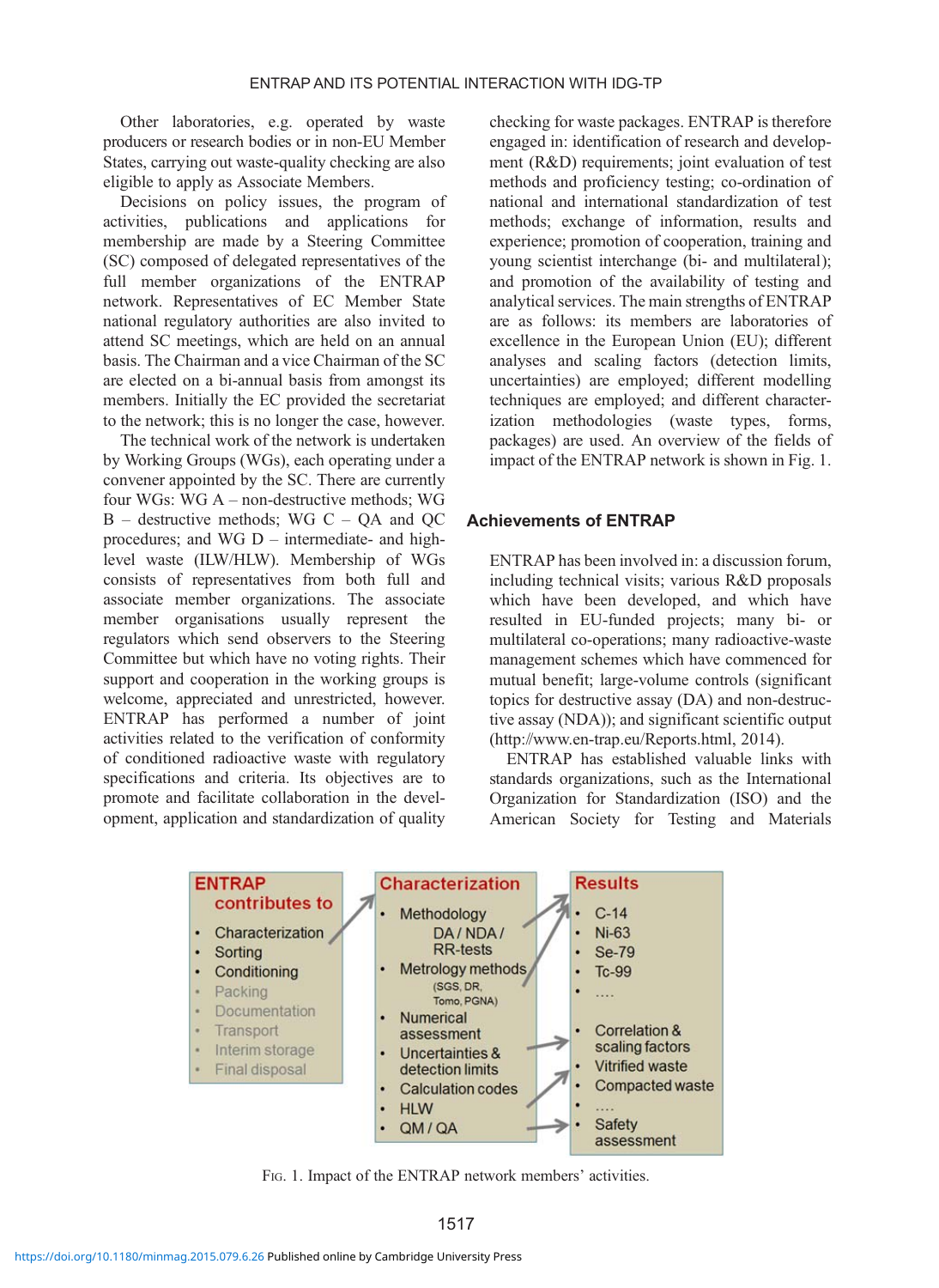Other laboratories, e.g. operated by waste producers or research bodies or in non-EU Member States, carrying out waste-quality checking are also eligible to apply as Associate Members.

Decisions on policy issues, the program of activities, publications and applications for membership are made by a Steering Committee (SC) composed of delegated representatives of the full member organizations of the ENTRAP network. Representatives of EC Member State national regulatory authorities are also invited to attend SC meetings, which are held on an annual basis. The Chairman and a vice Chairman of the SC are elected on a bi-annual basis from amongst its members. Initially the EC provided the secretariat to the network; this is no longer the case, however.

The technical work of the network is undertaken by Working Groups (WGs), each operating under a convener appointed by the SC. There are currently four WGs: WG A – non-destructive methods; WG B – destructive methods; WG C – QA and QC procedures; and WG D – intermediate- and high-level waste (ILW/HLW). Membership of WGs consists of representatives from both full and associate member organizations. The associate member organisations usually represent the regulators which send observers to the Steering Committee but which have no voting rights. Their support and cooperation in the working groups is welcome, appreciated and unrestricted, however. ENTRAP has performed a number of joint activities related to the verification of conformity of conditioned radioactive waste with regulatory specifications and criteria. Its objectives are to promote and facilitate collaboration in the development, application and standardization of quality checking for waste packages. ENTRAP is therefore engaged in: identification of research and development (R&D) requirements; joint evaluation of test methods and proficiency testing; co-ordination of national and international standardization of test methods; exchange of information, results and experience; promotion of cooperation, training and young scientist interchange (bi- and multilateral); and promotion of the availability of testing and analytical services. The main strengths of ENTRAP are as follows: its members are laboratories of excellence in the European Union (EU); different analyses and scaling factors (detection limits, uncertainties) are employed; different modelling techniques are employed; and different characterization methodologies (waste types, forms, packages) are used. An overview of the fields of impact of the ENTRAP network is shown in Fig. 1.

## Achievements of ENTRAP

ENTRAP has been involved in: a discussion forum, including technical visits; various R&D proposals which have been developed, and which have resulted in EU-funded projects; many bi- or multilateral co-operations; many radioactive-waste management schemes which have commenced for mutual benefit; large-volume controls (significant topics for destructive assay (DA) and non-destructive assay (NDA)); and significant scientific output (http://www.en-trap.eu/Reports.html, 2014).

ENTRAP has established valuable links with standards organizations, such as the International Organization for Standardization (ISO) and the American Society for Testing and Materials

**ENTRAP contributes to**
- Characterization
- Sorting
- Conditioning
- Packing
- Documentation
- Transport
- Interim storage
- Final disposal

**Characterization**
- Methodology DA / NDA / RR-tests
- Metrology methods (SGS, DR, Tomo, PGNA)
- Numerical assessment
- Uncertainties & detection limits
- Calculation codes
- HLW
- QM / QA

**Results**
- C-14
- Ni-63
- Se-79
- Tc-99
- ....
- Correlation & scaling factors
- Vitrified waste
- Compacted waste
- ....
- Safety assessment

Fig. 1. Impact of the ENTRAP network members' activities.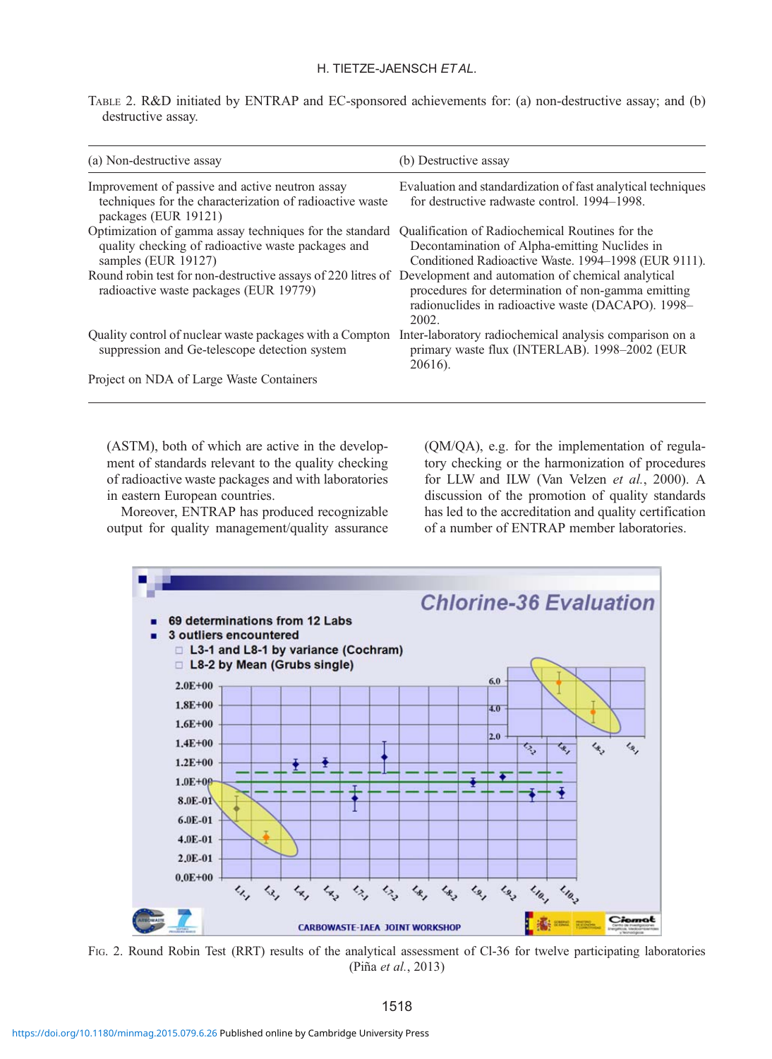TABLE 2. R&D initiated by ENTRAP and EC-sponsored achievements for: (a) non-destructive assay; and (b) destructive assay.

| (a) Non-destructive assay | (b) Destructive assay |
|---|---|
| Improvement of passive and active neutron assay techniques for the characterization of radioactive waste packages (EUR 19121) | Evaluation and standardization of fast analytical techniques for destructive radwaste control. 1994–1998. |
| Optimization of gamma assay techniques for the standard quality checking of radioactive waste packages and samples (EUR 19127) | Qualification of Radiochemical Routines for the Decontamination of Alpha-emitting Nuclides in Conditioned Radioactive Waste. 1994–1998 (EUR 9111). |
| Round robin test for non-destructive assays of 220 litres of radioactive waste packages (EUR 19779) | Development and automation of chemical analytical procedures for determination of non-gamma emitting radionuclides in radioactive waste (DACAPO). 1998–2002. |
| Quality control of nuclear waste packages with a Compton suppression and Ge-telescope detection system | Inter-laboratory radiochemical analysis comparison on a primary waste flux (INTERLAB). 1998–2002 (EUR 20616). |
| Project on NDA of Large Waste Containers | |

(ASTM), both of which are active in the development of standards relevant to the quality checking of radioactive waste packages and with laboratories in eastern European countries.

Moreover, ENTRAP has produced recognizable output for quality management/quality assurance (QM/QA), e.g. for the implementation of regulatory checking or the harmonization of procedures for LLW and ILW (Van Velzen *et al.*, 2000). A discussion of the promotion of quality standards has led to the accreditation and quality certification of a number of ENTRAP member laboratories.

FIG. 2. Round Robin Test (RRT) results of the analytical assessment of Cl-36 for twelve participating laboratories (Piña *et al.*, 2013)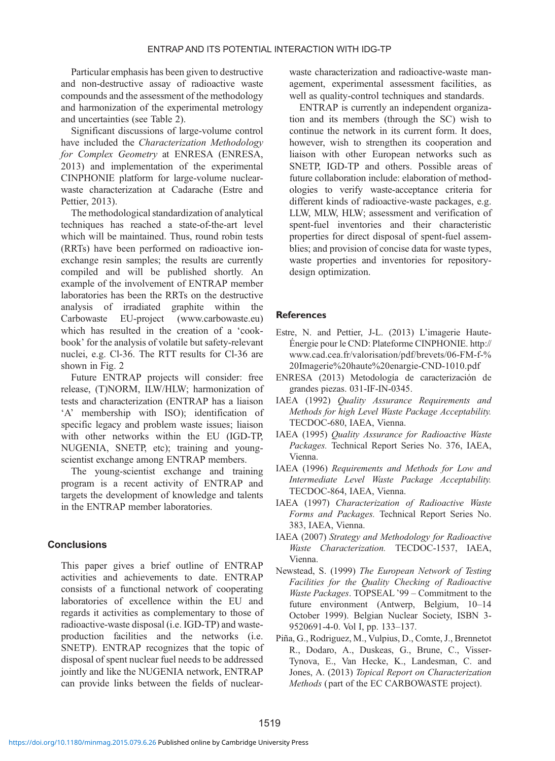Particular emphasis has been given to destructive and non-destructive assay of radioactive waste compounds and the assessment of the methodology and harmonization of the experimental metrology and uncertainties (see Table 2).

Significant discussions of large-volume control have included the *Characterization Methodology for Complex Geometry* at ENRESA (ENRESA, 2013) and implementation of the experimental CINPHONIE platform for large-volume nuclear-waste characterization at Cadarache (Estre and Pettier, 2013).

The methodological standardization of analytical techniques has reached a state-of-the-art level which will be maintained. Thus, round robin tests (RRTs) have been performed on radioactive ion-exchange resin samples; the results are currently compiled and will be published shortly. An example of the involvement of ENTRAP member laboratories has been the RRTs on the destructive analysis of irradiated graphite within the Carbowaste EU-project (www.carbowaste.eu) which has resulted in the creation of a 'cook-book' for the analysis of volatile but safety-relevant nuclei, e.g. Cl-36. The RTT results for Cl-36 are shown in Fig. 2

Future ENTRAP projects will consider: free release, (T)NORM, ILW/HLW; harmonization of tests and characterization (ENTRAP has a liaison 'A' membership with ISO); identification of specific legacy and problem waste issues; liaison with other networks within the EU (IGD-TP, NUGENIA, SNETP, etc); training and young-scientist exchange among ENTRAP members.

The young-scientist exchange and training program is a recent activity of ENTRAP and targets the development of knowledge and talents in the ENTRAP member laboratories.

## Conclusions

This paper gives a brief outline of ENTRAP activities and achievements to date. ENTRAP consists of a functional network of cooperating laboratories of excellence within the EU and regards it activities as complementary to those of radioactive-waste disposal (i.e. IGD-TP) and waste-production facilities and the networks (i.e. SNETP). ENTRAP recognizes that the topic of disposal of spent nuclear fuel needs to be addressed jointly and like the NUGENIA network, ENTRAP can provide links between the fields of nuclear-waste characterization and radioactive-waste management, experimental assessment facilities, as well as quality-control techniques and standards.

ENTRAP is currently an independent organization and its members (through the SC) wish to continue the network in its current form. It does, however, wish to strengthen its cooperation and liaison with other European networks such as SNETP, IGD-TP and others. Possible areas of future collaboration include: elaboration of methodologies to verify waste-acceptance criteria for different kinds of radioactive-waste packages, e.g. LLW, MLW, HLW; assessment and verification of spent-fuel inventories and their characteristic properties for direct disposal of spent-fuel assemblies; and provision of concise data for waste types, waste properties and inventories for repository-design optimization.

## References

Estre, N. and Pettier, J-L. (2013) L'imagerie Haute-Énergie pour le CND: Plateforme CINPHONIE. http://www.cad.cea.fr/valorisation/pdf/brevets/06-FM-f-%20Imagerie%20haute%20enargie-CND-1010.pdf

ENRESA (2013) Metodología de caracterización de grandes piezas. 031-IF-IN-0345.

IAEA (1992) *Quality Assurance Requirements and Methods for high Level Waste Package Acceptability.* TECDOC-680, IAEA, Vienna.

IAEA (1995) *Quality Assurance for Radioactive Waste Packages.* Technical Report Series No. 376, IAEA, Vienna.

IAEA (1996) *Requirements and Methods for Low and Intermediate Level Waste Package Acceptability.* TECDOC-864, IAEA, Vienna.

IAEA (1997) *Characterization of Radioactive Waste Forms and Packages.* Technical Report Series No. 383, IAEA, Vienna.

IAEA (2007) *Strategy and Methodology for Radioactive Waste Characterization.* TECDOC-1537, IAEA, Vienna.

Newstead, S. (1999) *The European Network of Testing Facilities for the Quality Checking of Radioactive Waste Packages*. TOPSEAL '99 – Commitment to the future environment (Antwerp, Belgium, 10–14 October 1999). Belgian Nuclear Society, ISBN 3-9520691-4-0. Vol I, pp. 133–137.

Piña, G., Rodriguez, M., Vulpius, D., Comte, J., Brennetot R., Dodaro, A., Duskeas, G., Brune, C., Visser-Tynova, E., Van Hecke, K., Landesman, C. and Jones, A. (2013) *Topical Report on Characterization Methods* (part of the EC CARBOWASTE project).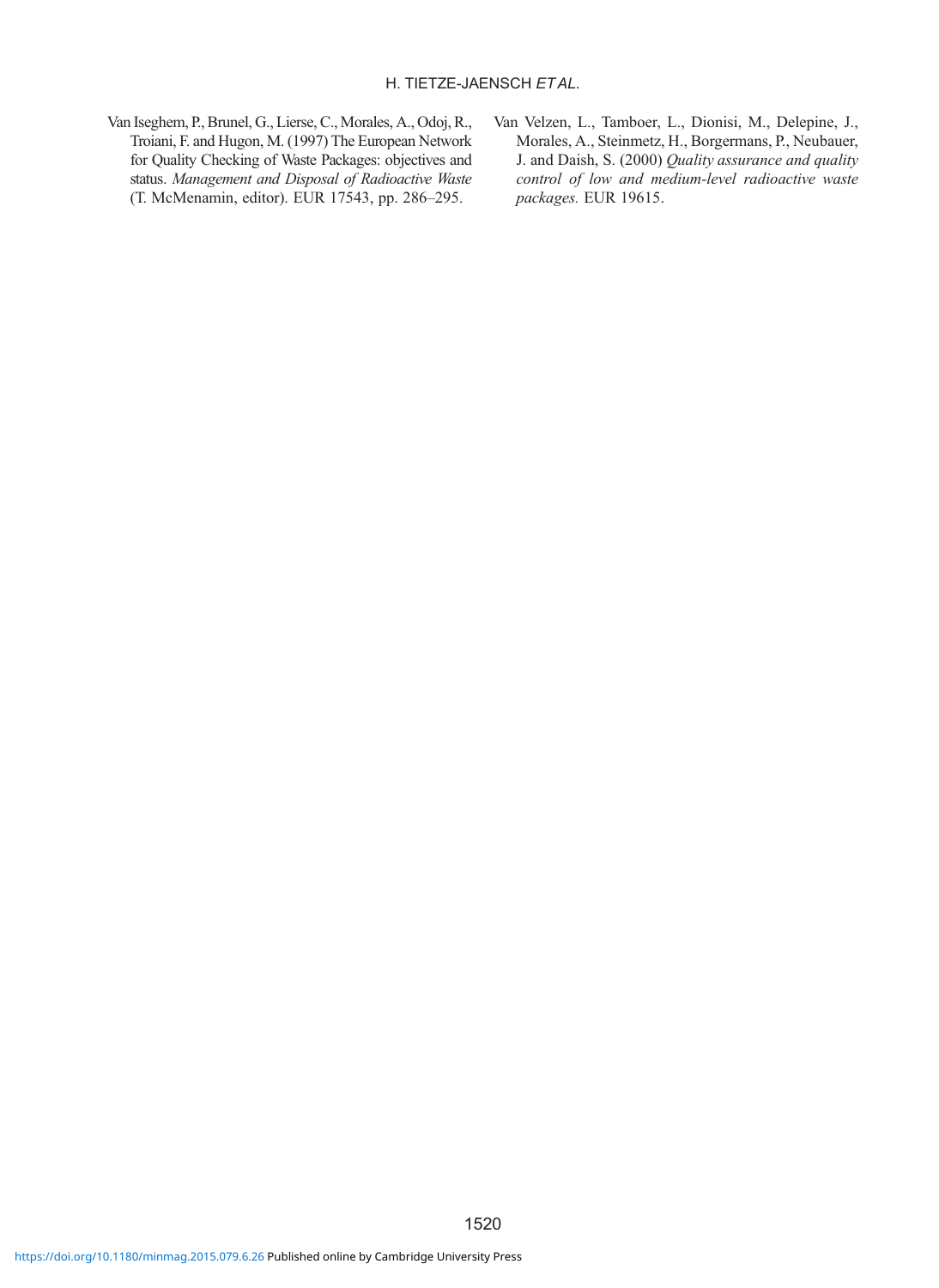Van Iseghem, P., Brunel, G., Lierse, C., Morales, A., Odoj, R., Troiani, F. and Hugon, M. (1997) The European Network for Quality Checking of Waste Packages: objectives and status. *Management and Disposal of Radioactive Waste* (T. McMenamin, editor). EUR 17543, pp. 286–295.

Van Velzen, L., Tamboer, L., Dionisi, M., Delepine, J., Morales, A., Steinmetz, H., Borgermans, P., Neubauer, J. and Daish, S. (2000) *Quality assurance and quality control of low and medium-level radioactive waste packages.* EUR 19615.